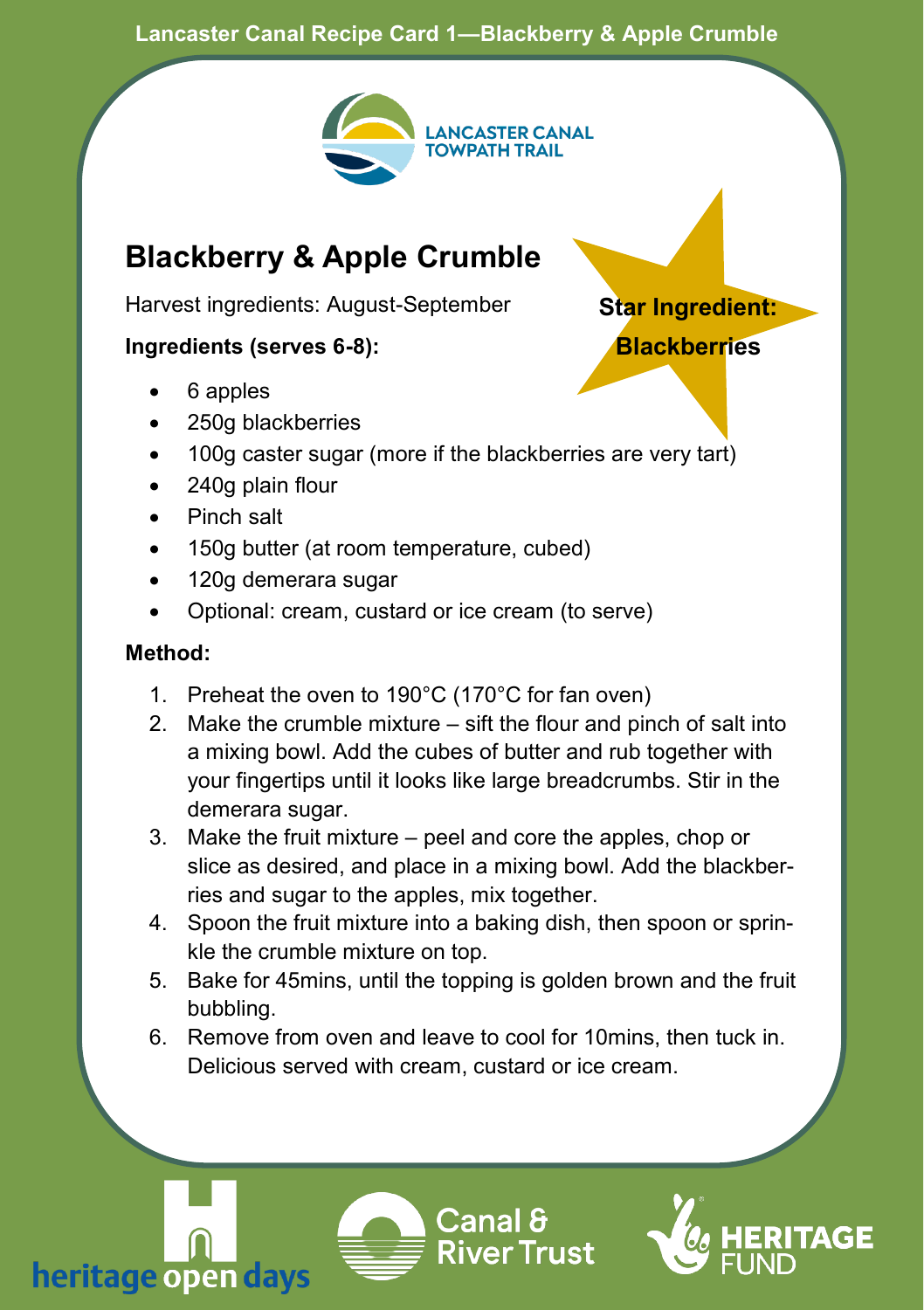Lancaster Canal Recipe Card 1—Blackberry & Apple Crumble

LANCASTER CANAL TOWPATH TRAIL

# Blackberry & Apple Crumble

Harvest ingredients: August-September

**Star Ingredient: Blackberries**

**Ingredients (serves 6-8):**

- 6 apples
- 250g blackberries
- 100g caster sugar (more if the blackberries are very tart)
- 240g plain flour
- Pinch salt
- 150g butter (at room temperature, cubed)
- 120g demerara sugar
- Optional: cream, custard or ice cream (to serve)

**Method:**

1. Preheat the oven to 190°C (170°C for fan oven)
2. Make the crumble mixture – sift the flour and pinch of salt into a mixing bowl. Add the cubes of butter and rub together with your fingertips until it looks like large breadcrumbs. Stir in the demerara sugar.
3. Make the fruit mixture – peel and core the apples, chop or slice as desired, and place in a mixing bowl. Add the blackberries and sugar to the apples, mix together.
4. Spoon the fruit mixture into a baking dish, then spoon or sprinkle the crumble mixture on top.
5. Bake for 45mins, until the topping is golden brown and the fruit bubbling.
6. Remove from oven and leave to cool for 10mins, then tuck in. Delicious served with cream, custard or ice cream.

heritage open days | Canal & River Trust | HERITAGE FUND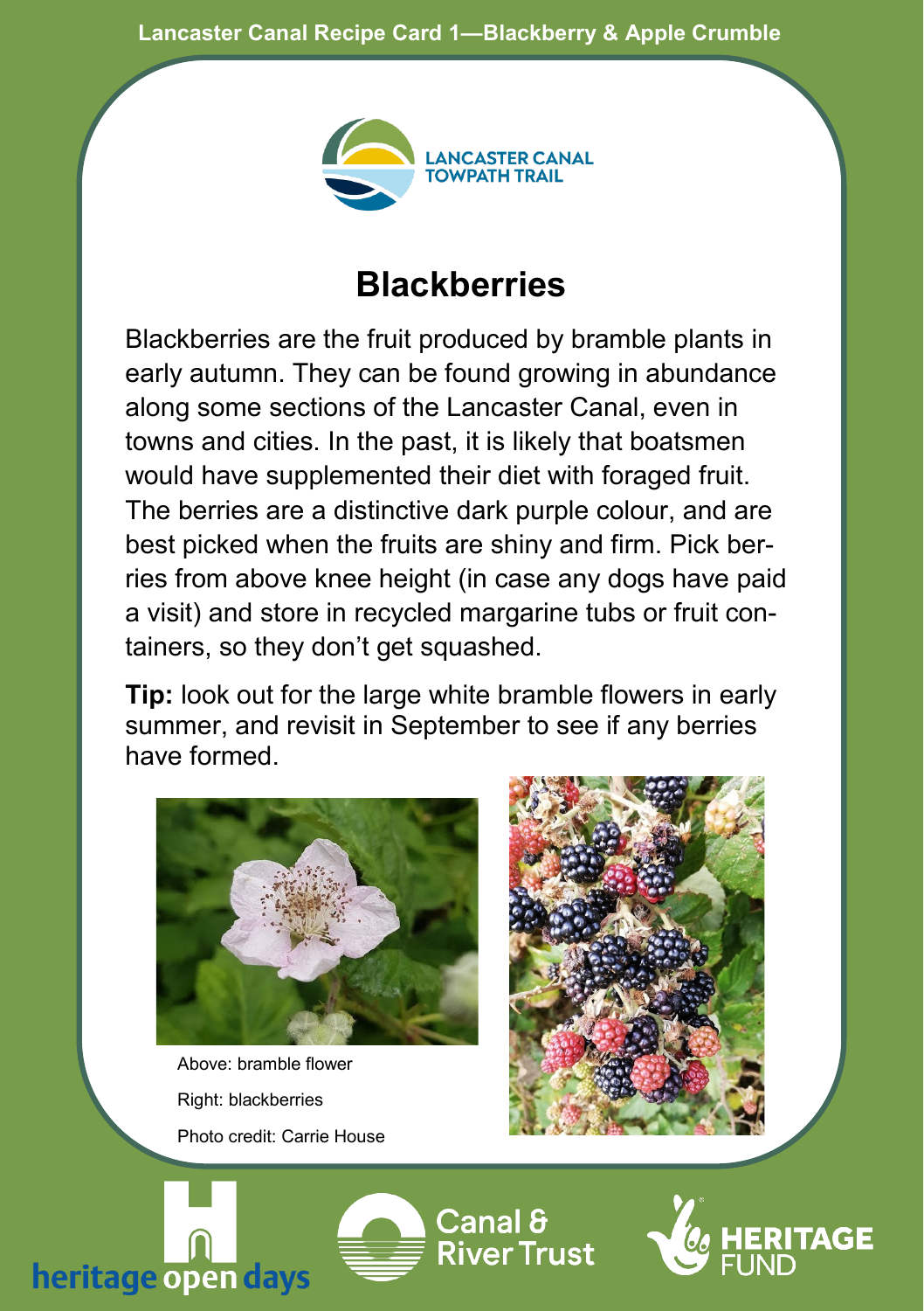Lancaster Canal Recipe Card 1—Blackberry & Apple Crumble

LANCASTER CANAL TOWPATH TRAIL

# Blackberries

Blackberries are the fruit produced by bramble plants in early autumn. They can be found growing in abundance along some sections of the Lancaster Canal, even in towns and cities. In the past, it is likely that boatsmen would have supplemented their diet with foraged fruit. The berries are a distinctive dark purple colour, and are best picked when the fruits are shiny and firm. Pick berries from above knee height (in case any dogs have paid a visit) and store in recycled margarine tubs or fruit containers, so they don't get squashed.

**Tip:** look out for the large white bramble flowers in early summer, and revisit in September to see if any berries have formed.

Above: bramble flower

Right: blackberries

Photo credit: Carrie House

heritage open days | Canal & River Trust | HERITAGE FUND